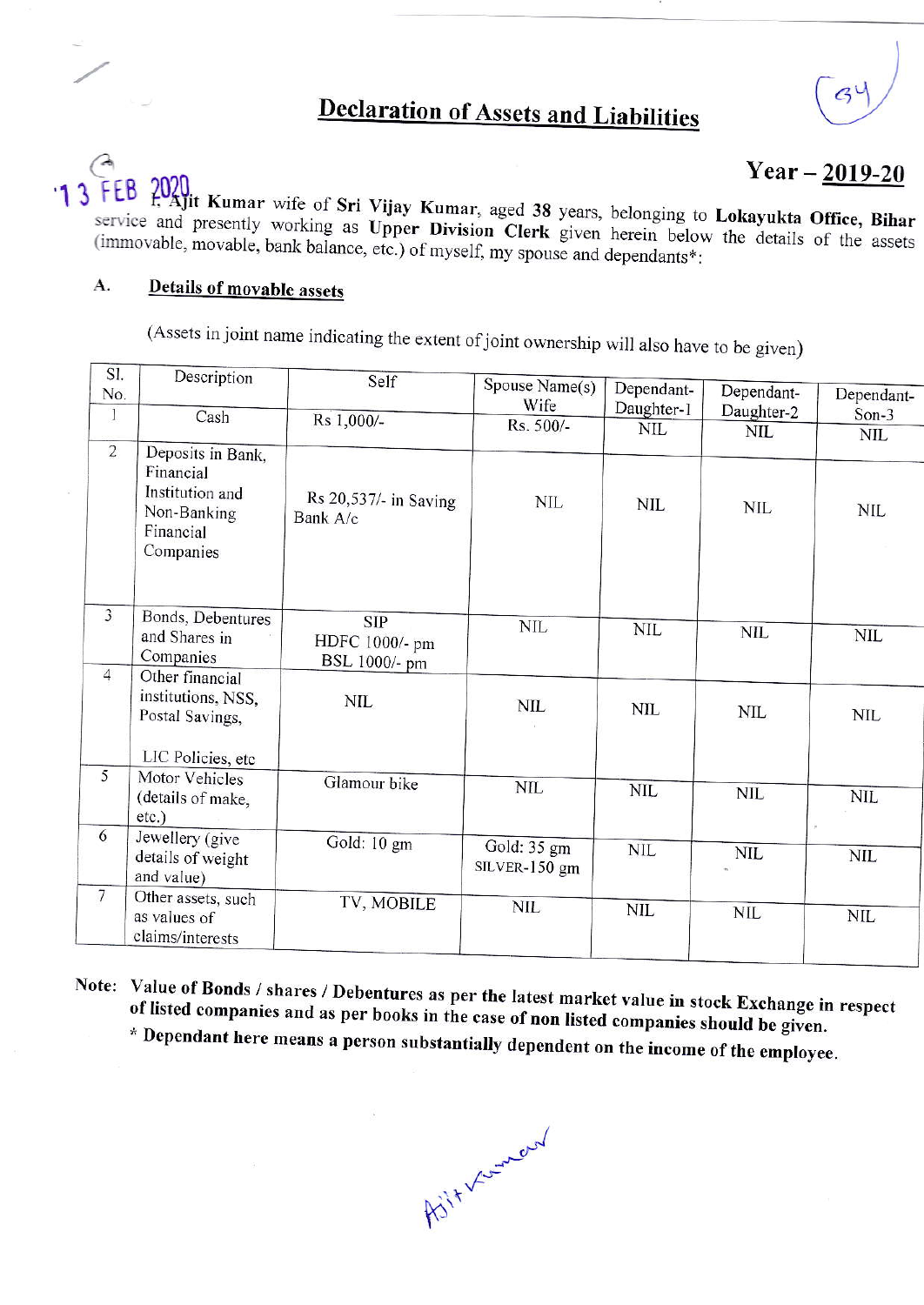# Declaration of Assets and Liabilities

## Year – 2019-20

13 FEB 2020

I, Ajit Kumar wife of Sri Vijay Kumar, aged 38 years, belonging to **Lokayukta Office, Bihar** service and presently working as **Upper Division Clerk** given herein below the details of the assets (immovable, movable, bank balance, etc.) of myself, my spouse and dependants*:

### A. Details of movable assets

(Assets in joint name indicating the extent of joint ownership will also have to be given)

| Sl. No. | Description | Self | Spouse Name(s) Wife | Dependant-Daughter-1 | Dependant-Daughter-2 | Dependant-Son-3 |
|---|---|---|---|---|---|---|
| 1 | Cash | Rs 1,000/- | Rs. 500/- | NIL | NIL | NIL |
| 2 | Deposits in Bank, Financial Institution and Non-Banking Financial Companies | Rs 20,537/- in Saving Bank A/c | NIL | NIL | NIL | NIL |
| 3 | Bonds, Debentures and Shares in Companies | SIP HDFC 1000/- pm BSL 1000/- pm | NIL | NIL | NIL | NIL |
| 4 | Other financial institutions, NSS, Postal Savings, LIC Policies, etc | NIL | NIL | NIL | NIL | NIL |
| 5 | Motor Vehicles (details of make, etc.) | Glamour bike | NIL | NIL | NIL | NIL |
| 6 | Jewellery (give details of weight and value) | Gold: 10 gm | Gold: 35 gm SILVER-150 gm | NIL | NIL | NIL |
| 7 | Other assets, such as values of claims/interests | TV, MOBILE | NIL | NIL | NIL | NIL |

**Note: Value of Bonds / shares / Debentures as per the latest market value in stock Exchange in respect of listed companies and as per books in the case of non listed companies should be given.**

**\* Dependant here means a person substantially dependent on the income of the employee.**

Ajit Kumar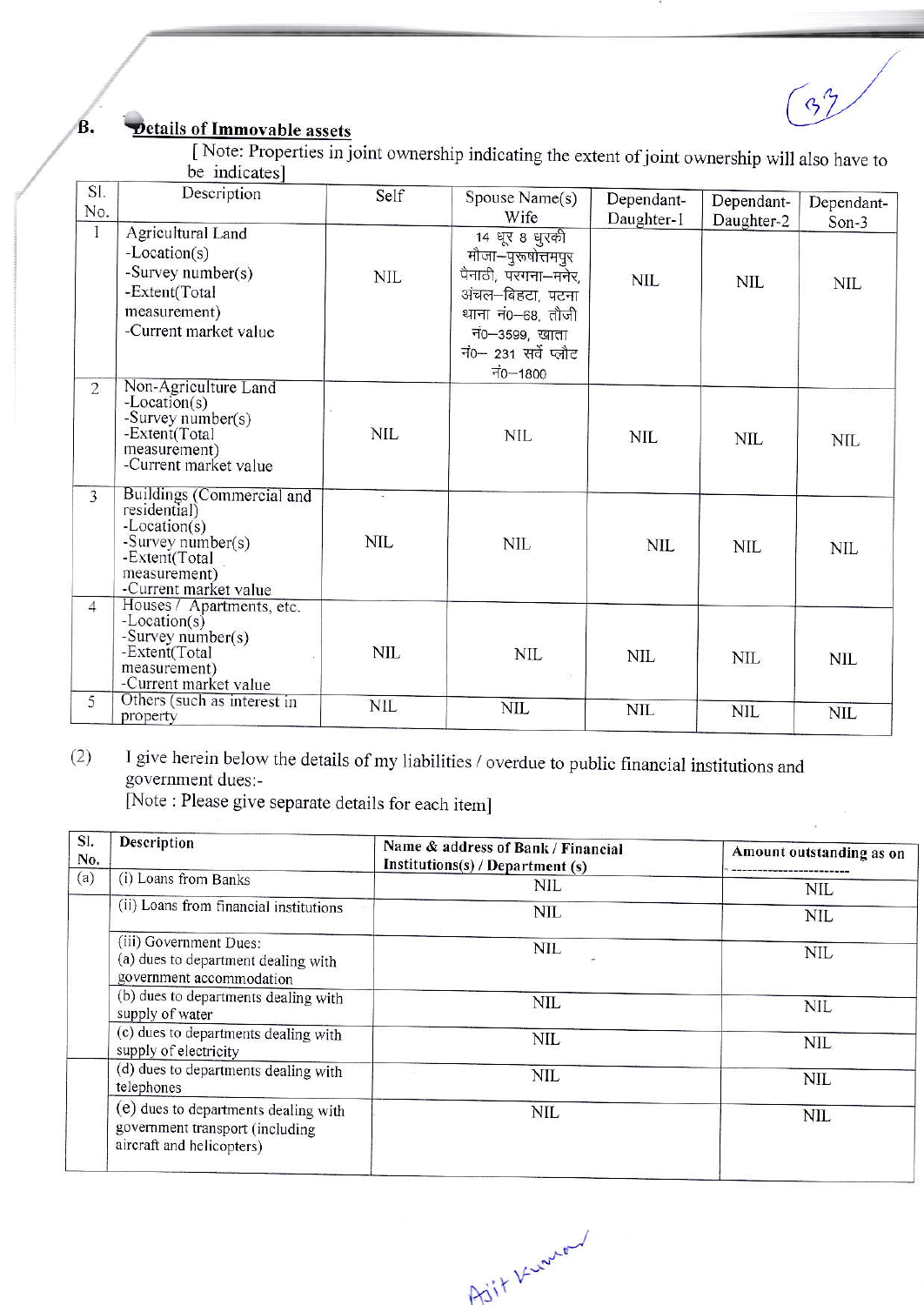**B. Details of Immovable assets**

[ Note: Properties in joint ownership indicating the extent of joint ownership will also have to be indicates]

| Sl. No. | Description | Self | Spouse Name(s) Wife | Dependant-Daughter-1 | Dependant-Daughter-2 | Dependant-Son-3 |
|---|---|---|---|---|---|---|
| 1 | Agricultural Land -Location(s) -Survey number(s) -Extent(Total measurement) -Current market value | NIL | 14 धूर 8 धुरकी मौजा–पुरूषोत्तमपुर पैनाठी, परगना–मनेर, अंचल–बिहटा, पटना थाना नं0–68, तौजी नं0–3599, खाता नं0– 231 सर्वे प्लौट नं0–1800 | NIL | NIL | NIL |
| 2 | Non-Agriculture Land -Location(s) -Survey number(s) -Extent(Total measurement) -Current market value | NIL | NIL | NIL | NIL | NIL |
| 3 | Buildings (Commercial and residential) -Location(s) -Survey number(s) -Extent(Total measurement) -Current market value | NIL | NIL | NIL | NIL | NIL |
| 4 | Houses / Apartments, etc. -Location(s) -Survey number(s) -Extent(Total measurement) -Current market value | NIL | NIL | NIL | NIL | NIL |
| 5 | Others (such as interest in property | NIL | NIL | NIL | NIL | NIL |

(2) I give herein below the details of my liabilities / overdue to public financial institutions and government dues:-

[Note : Please give separate details for each item]

| Sl. No. | Description | Name & address of Bank / Financial Institutions(s) / Department (s) | Amount outstanding as on ---------------------- |
|---|---|---|---|
| (a) | (i) Loans from Banks | NIL | NIL |
| | (ii) Loans from financial institutions | NIL | NIL |
| | (iii) Government Dues: (a) dues to department dealing with government accommodation | NIL | NIL |
| | (b) dues to departments dealing with supply of water | NIL | NIL |
| | (c) dues to departments dealing with supply of electricity | NIL | NIL |
| | (d) dues to departments dealing with telephones | NIL | NIL |
| | (e) dues to departments dealing with government transport (including aircraft and helicopters) | NIL | NIL |

Ajit Kumar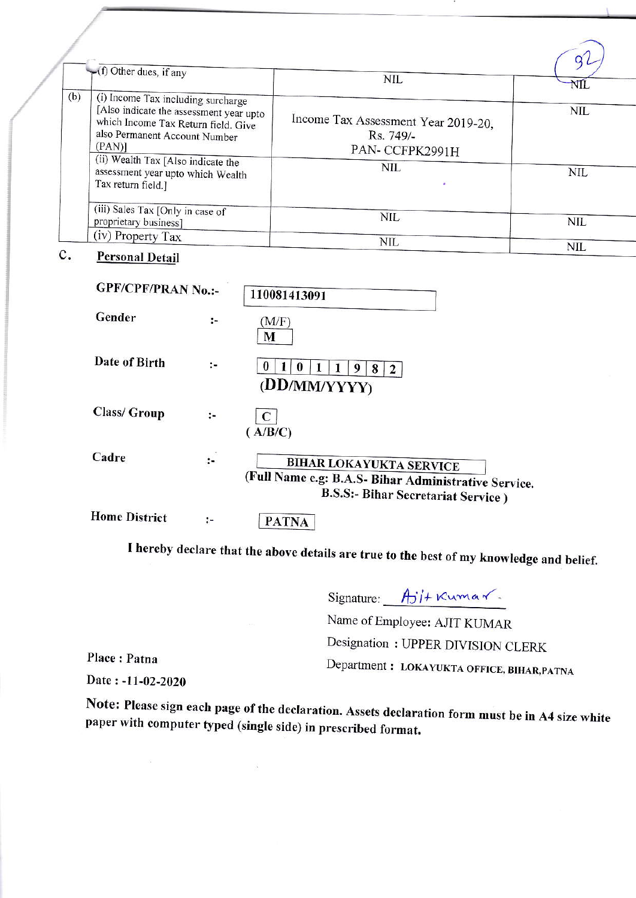| | | | |
|---|---|---|---|
| | (f) Other dues, if any | NIL | NIL |
| (b) | (i) Income Tax including surcharge [Also indicate the assessment year upto which Income Tax Return field. Give also Permanent Account Number (PAN)] | Income Tax Assessment Year 2019-20, Rs. 749/- PAN- CCFPK2991H | NIL |
| | (ii) Wealth Tax [Also indicate the assessment year upto which Wealth Tax return field.] | NIL | NIL |
| | (iii) Sales Tax [Only in case of proprietary business] | NIL | NIL |
| | (iv) Property Tax | NIL | NIL |

C. **Personal Detail**

**GPF/CPF/PRAN No.:-** 110081413091

**Gender** :- (M/F) M

**Date of Birth** :- 01011982 (DD/MM/YYYY)

**Class/ Group** :- C ( A/B/C)

**Cadre** :- BIHAR LOKAYUKTA SERVICE
**(Full Name e.g: B.A.S- Bihar Administrative Service. B.S.S:- Bihar Secretariat Service )**

**Home District** :- PATNA

**I hereby declare that the above details are true to the best of my knowledge and belief.**

Signature: Ajit Kumar

Name of Employee: AJIT KUMAR

Designation : UPPER DIVISION CLERK

Department : LOKAYUKTA OFFICE, BIHAR,PATNA

Place : Patna

Date : -11-02-2020

**Note: Please sign each page of the declaration. Assets declaration form must be in A4 size white paper with computer typed (single side) in prescribed format.**